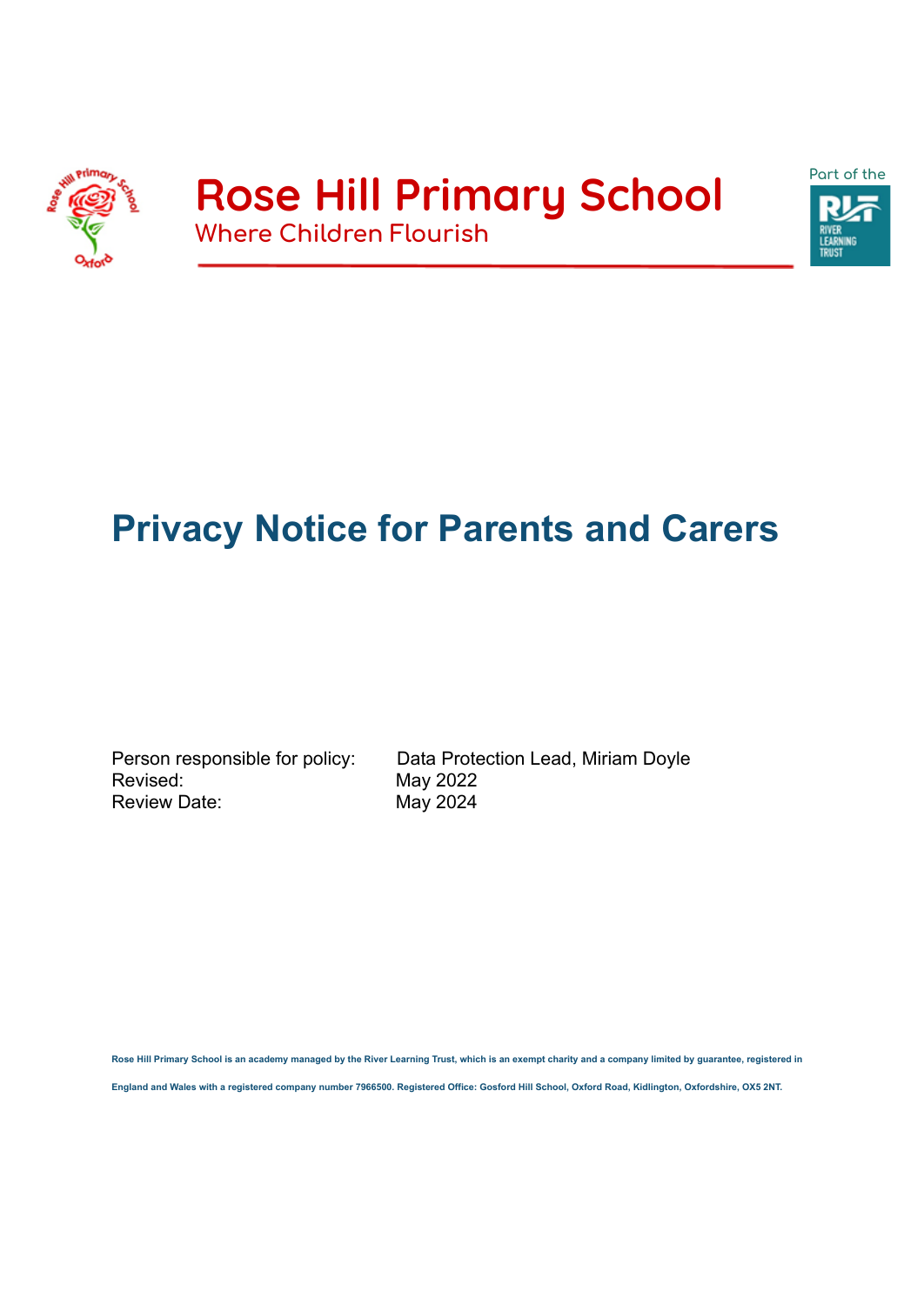# Rose Hill Primary School

Where Children Flourish

Part of the River Learning Trust

# Privacy Notice for Parents and Carers

Person responsible for policy: Data Protection Lead, Miriam Doyle
Revised: May 2022
Review Date: May 2024

**Rose Hill Primary School is an academy managed by the River Learning Trust, which is an exempt charity and a company limited by guarantee, registered in England and Wales with a registered company number 7966500. Registered Office: Gosford Hill School, Oxford Road, Kidlington, Oxfordshire, OX5 2NT.**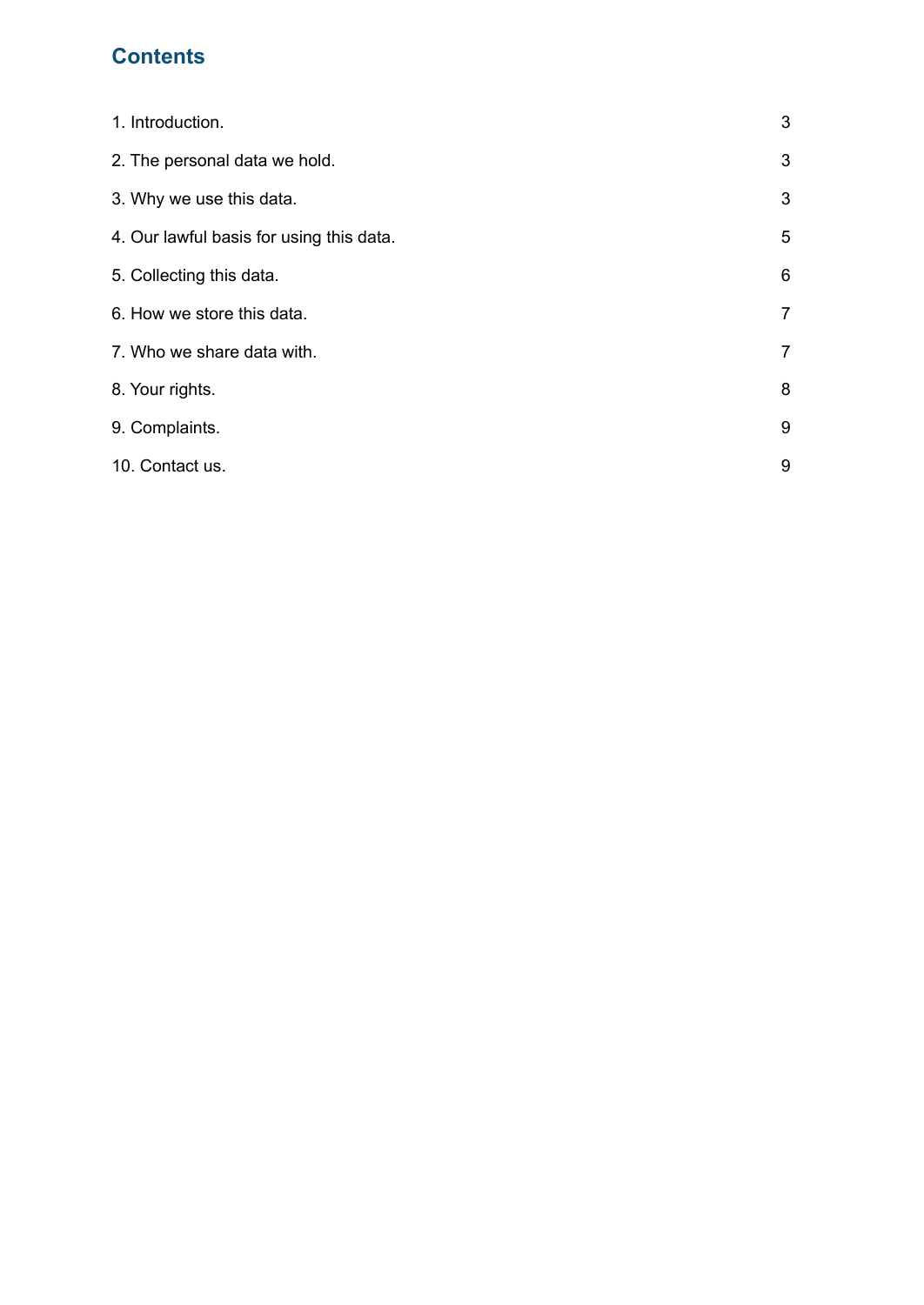## Contents

| | |
|---|---|
| 1. Introduction. | 3 |
| 2. The personal data we hold. | 3 |
| 3. Why we use this data. | 3 |
| 4. Our lawful basis for using this data. | 5 |
| 5. Collecting this data. | 6 |
| 6. How we store this data. | 7 |
| 7. Who we share data with. | 7 |
| 8. Your rights. | 8 |
| 9. Complaints. | 9 |
| 10. Contact us. | 9 |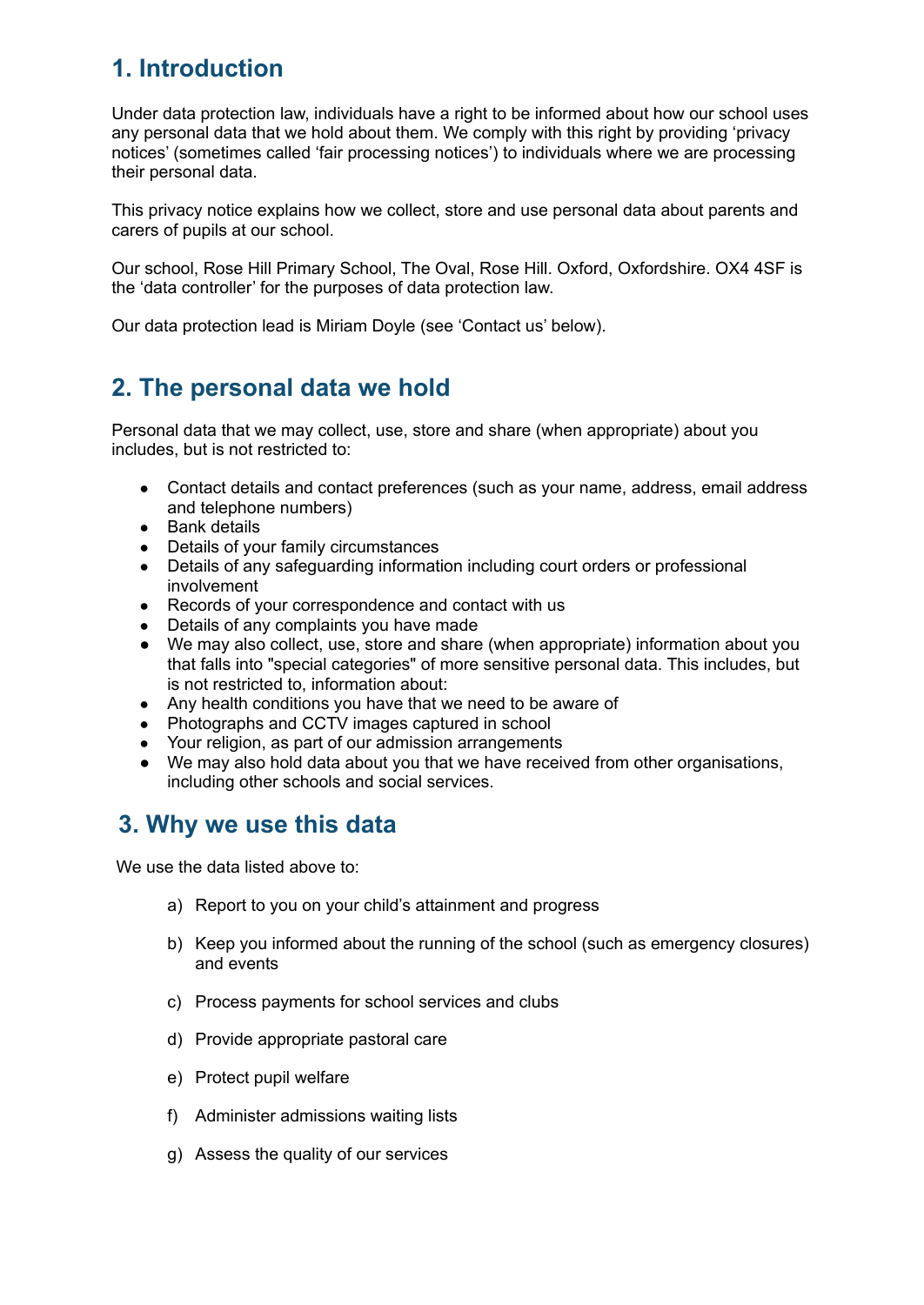## 1. Introduction

Under data protection law, individuals have a right to be informed about how our school uses any personal data that we hold about them. We comply with this right by providing 'privacy notices' (sometimes called 'fair processing notices') to individuals where we are processing their personal data.

This privacy notice explains how we collect, store and use personal data about parents and carers of pupils at our school.

Our school, Rose Hill Primary School, The Oval, Rose Hill. Oxford, Oxfordshire. OX4 4SF is the 'data controller' for the purposes of data protection law.

Our data protection lead is Miriam Doyle (see 'Contact us' below).

## 2. The personal data we hold

Personal data that we may collect, use, store and share (when appropriate) about you includes, but is not restricted to:

- Contact details and contact preferences (such as your name, address, email address and telephone numbers)
- Bank details
- Details of your family circumstances
- Details of any safeguarding information including court orders or professional involvement
- Records of your correspondence and contact with us
- Details of any complaints you have made
- We may also collect, use, store and share (when appropriate) information about you that falls into "special categories" of more sensitive personal data. This includes, but is not restricted to, information about:
- Any health conditions you have that we need to be aware of
- Photographs and CCTV images captured in school
- Your religion, as part of our admission arrangements
- We may also hold data about you that we have received from other organisations, including other schools and social services.

## 3. Why we use this data

We use the data listed above to:

a) Report to you on your child's attainment and progress

b) Keep you informed about the running of the school (such as emergency closures) and events

c) Process payments for school services and clubs

d) Provide appropriate pastoral care

e) Protect pupil welfare

f) Administer admissions waiting lists

g) Assess the quality of our services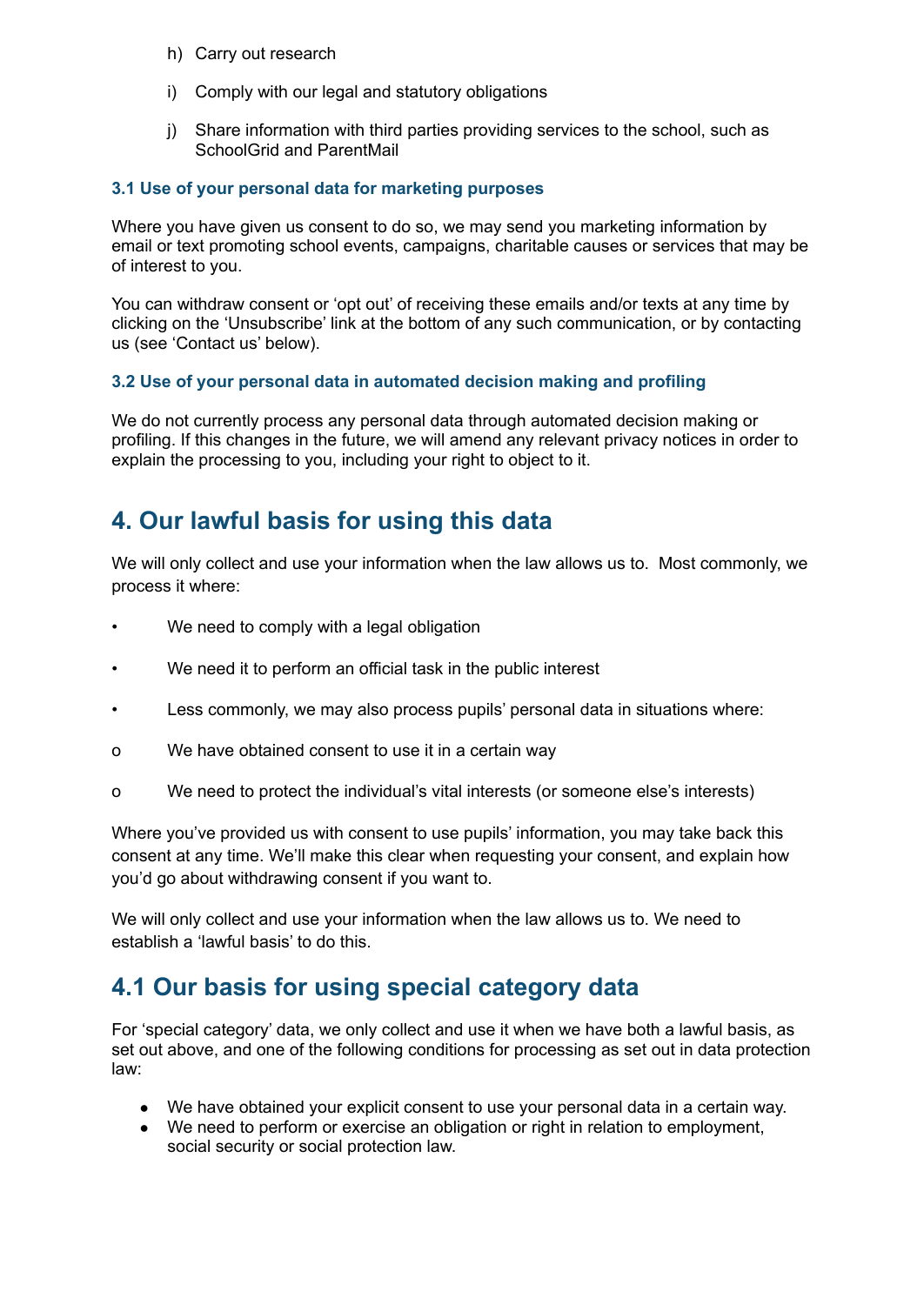h) Carry out research

i) Comply with our legal and statutory obligations

j) Share information with third parties providing services to the school, such as SchoolGrid and ParentMail

### 3.1 Use of your personal data for marketing purposes

Where you have given us consent to do so, we may send you marketing information by email or text promoting school events, campaigns, charitable causes or services that may be of interest to you.

You can withdraw consent or 'opt out' of receiving these emails and/or texts at any time by clicking on the 'Unsubscribe' link at the bottom of any such communication, or by contacting us (see 'Contact us' below).

### 3.2 Use of your personal data in automated decision making and profiling

We do not currently process any personal data through automated decision making or profiling. If this changes in the future, we will amend any relevant privacy notices in order to explain the processing to you, including your right to object to it.

## 4. Our lawful basis for using this data

We will only collect and use your information when the law allows us to. Most commonly, we process it where:

- We need to comply with a legal obligation
- We need it to perform an official task in the public interest
- Less commonly, we may also process pupils' personal data in situations where:
    - We have obtained consent to use it in a certain way
    - We need to protect the individual's vital interests (or someone else's interests)

Where you've provided us with consent to use pupils' information, you may take back this consent at any time. We'll make this clear when requesting your consent, and explain how you'd go about withdrawing consent if you want to.

We will only collect and use your information when the law allows us to. We need to establish a 'lawful basis' to do this.

## 4.1 Our basis for using special category data

For 'special category' data, we only collect and use it when we have both a lawful basis, as set out above, and one of the following conditions for processing as set out in data protection law:

- We have obtained your explicit consent to use your personal data in a certain way.
- We need to perform or exercise an obligation or right in relation to employment, social security or social protection law.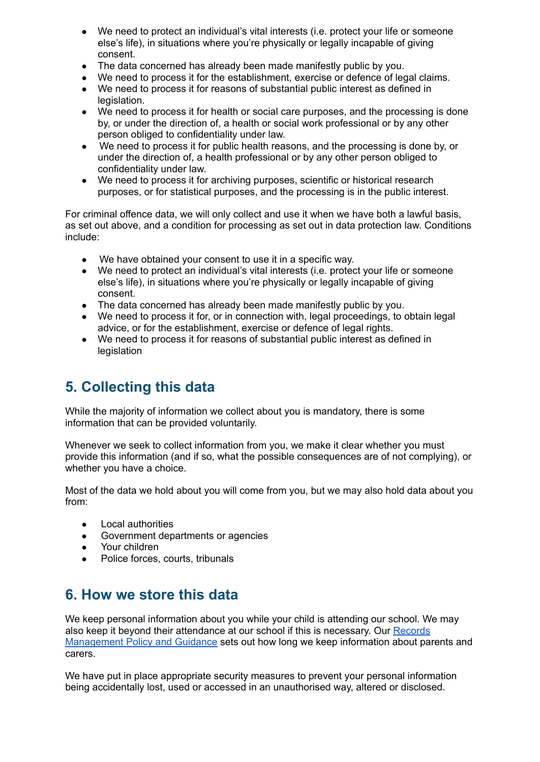- We need to protect an individual's vital interests (i.e. protect your life or someone else's life), in situations where you're physically or legally incapable of giving consent.
- The data concerned has already been made manifestly public by you.
- We need to process it for the establishment, exercise or defence of legal claims.
- We need to process it for reasons of substantial public interest as defined in legislation.
- We need to process it for health or social care purposes, and the processing is done by, or under the direction of, a health or social work professional or by any other person obliged to confidentiality under law.
- We need to process it for public health reasons, and the processing is done by, or under the direction of, a health professional or by any other person obliged to confidentiality under law.
- We need to process it for archiving purposes, scientific or historical research purposes, or for statistical purposes, and the processing is in the public interest.

For criminal offence data, we will only collect and use it when we have both a lawful basis, as set out above, and a condition for processing as set out in data protection law. Conditions include:

- We have obtained your consent to use it in a specific way.
- We need to protect an individual's vital interests (i.e. protect your life or someone else's life), in situations where you're physically or legally incapable of giving consent.
- The data concerned has already been made manifestly public by you.
- We need to process it for, or in connection with, legal proceedings, to obtain legal advice, or for the establishment, exercise or defence of legal rights.
- We need to process it for reasons of substantial public interest as defined in legislation

## 5. Collecting this data

While the majority of information we collect about you is mandatory, there is some information that can be provided voluntarily.

Whenever we seek to collect information from you, we make it clear whether you must provide this information (and if so, what the possible consequences are of not complying), or whether you have a choice.

Most of the data we hold about you will come from you, but we may also hold data about you from:

- Local authorities
- Government departments or agencies
- Your children
- Police forces, courts, tribunals

## 6. How we store this data

We keep personal information about you while your child is attending our school. We may also keep it beyond their attendance at our school if this is necessary. Our [Records Management Policy and Guidance]() sets out how long we keep information about parents and carers.

We have put in place appropriate security measures to prevent your personal information being accidentally lost, used or accessed in an unauthorised way, altered or disclosed.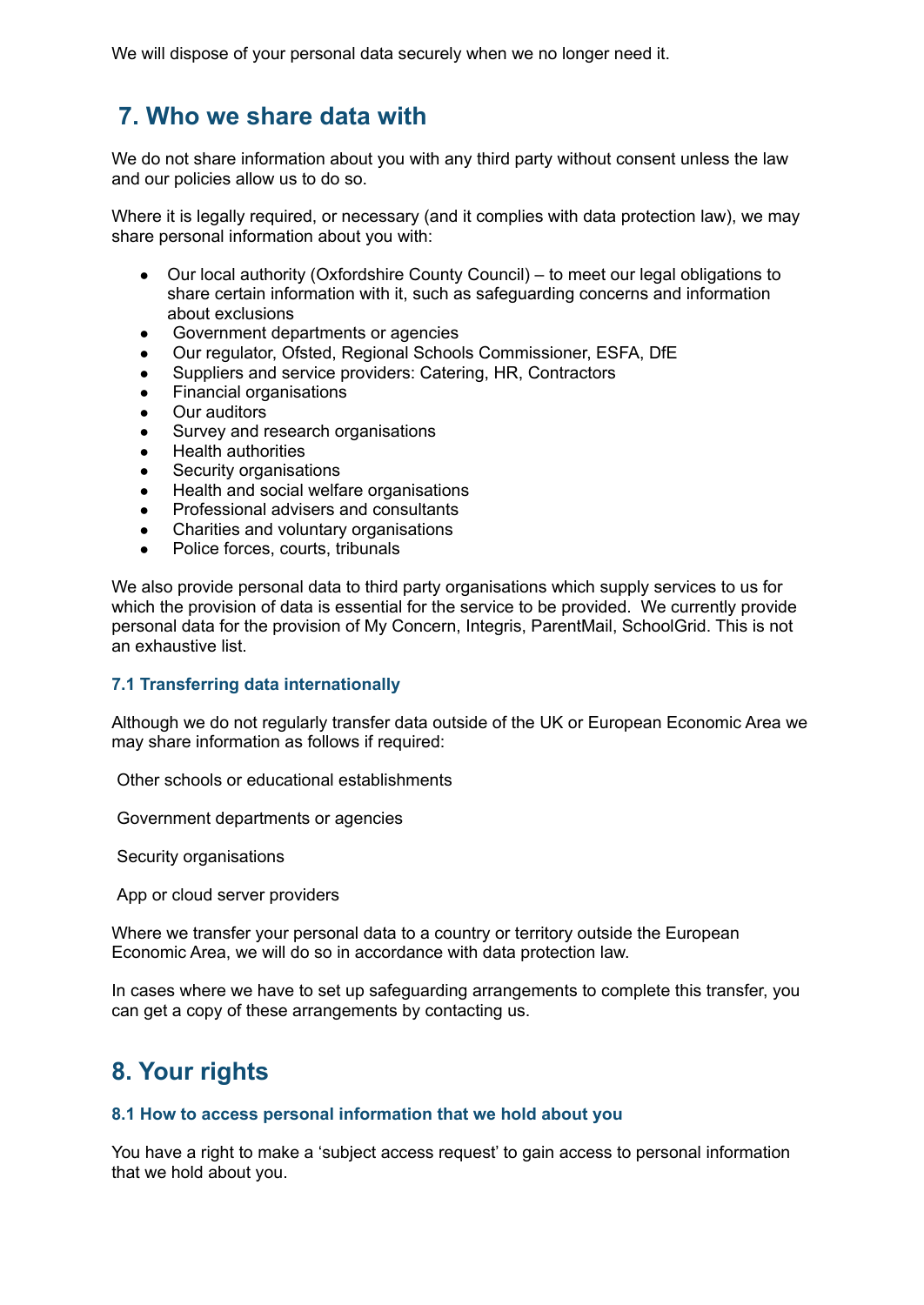We will dispose of your personal data securely when we no longer need it.

## 7. Who we share data with

We do not share information about you with any third party without consent unless the law and our policies allow us to do so.

Where it is legally required, or necessary (and it complies with data protection law), we may share personal information about you with:

- Our local authority (Oxfordshire County Council) – to meet our legal obligations to share certain information with it, such as safeguarding concerns and information about exclusions
- Government departments or agencies
- Our regulator, Ofsted, Regional Schools Commissioner, ESFA, DfE
- Suppliers and service providers: Catering, HR, Contractors
- Financial organisations
- Our auditors
- Survey and research organisations
- Health authorities
- Security organisations
- Health and social welfare organisations
- Professional advisers and consultants
- Charities and voluntary organisations
- Police forces, courts, tribunals

We also provide personal data to third party organisations which supply services to us for which the provision of data is essential for the service to be provided. We currently provide personal data for the provision of My Concern, Integris, ParentMail, SchoolGrid. This is not an exhaustive list.

### 7.1 Transferring data internationally

Although we do not regularly transfer data outside of the UK or European Economic Area we may share information as follows if required:

Other schools or educational establishments

Government departments or agencies

Security organisations

App or cloud server providers

Where we transfer your personal data to a country or territory outside the European Economic Area, we will do so in accordance with data protection law.

In cases where we have to set up safeguarding arrangements to complete this transfer, you can get a copy of these arrangements by contacting us.

## 8. Your rights

### 8.1 How to access personal information that we hold about you

You have a right to make a 'subject access request' to gain access to personal information that we hold about you.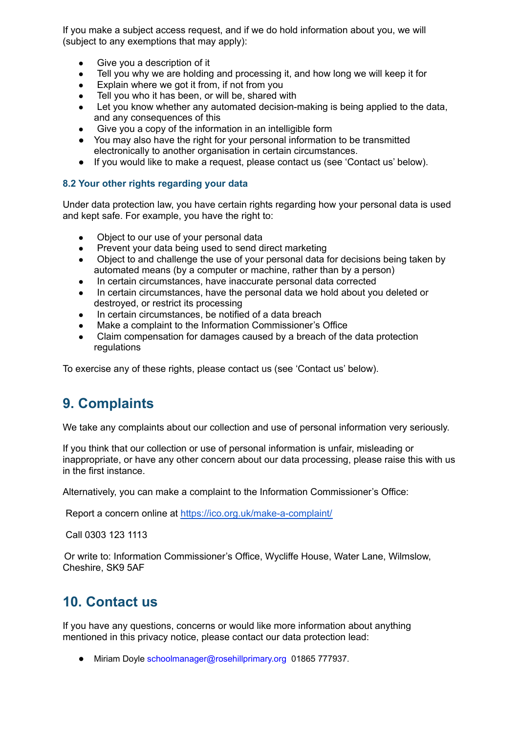If you make a subject access request, and if we do hold information about you, we will (subject to any exemptions that may apply):

- Give you a description of it
- Tell you why we are holding and processing it, and how long we will keep it for
- Explain where we got it from, if not from you
- Tell you who it has been, or will be, shared with
- Let you know whether any automated decision-making is being applied to the data, and any consequences of this
- Give you a copy of the information in an intelligible form
- You may also have the right for your personal information to be transmitted electronically to another organisation in certain circumstances.
- If you would like to make a request, please contact us (see 'Contact us' below).

### 8.2 Your other rights regarding your data

Under data protection law, you have certain rights regarding how your personal data is used and kept safe. For example, you have the right to:

- Object to our use of your personal data
- Prevent your data being used to send direct marketing
- Object to and challenge the use of your personal data for decisions being taken by automated means (by a computer or machine, rather than by a person)
- In certain circumstances, have inaccurate personal data corrected
- In certain circumstances, have the personal data we hold about you deleted or destroyed, or restrict its processing
- In certain circumstances, be notified of a data breach
- Make a complaint to the Information Commissioner's Office
- Claim compensation for damages caused by a breach of the data protection regulations

To exercise any of these rights, please contact us (see 'Contact us' below).

## 9. Complaints

We take any complaints about our collection and use of personal information very seriously.

If you think that our collection or use of personal information is unfair, misleading or inappropriate, or have any other concern about our data processing, please raise this with us in the first instance.

Alternatively, you can make a complaint to the Information Commissioner's Office:

Report a concern online at [https://ico.org.uk/make-a-complaint/](https://ico.org.uk/make-a-complaint/)

Call 0303 123 1113

Or write to: Information Commissioner's Office, Wycliffe House, Water Lane, Wilmslow, Cheshire, SK9 5AF

## 10. Contact us

If you have any questions, concerns or would like more information about anything mentioned in this privacy notice, please contact our data protection lead:

- Miriam Doyle schoolmanager@rosehillprimary.org 01865 777937.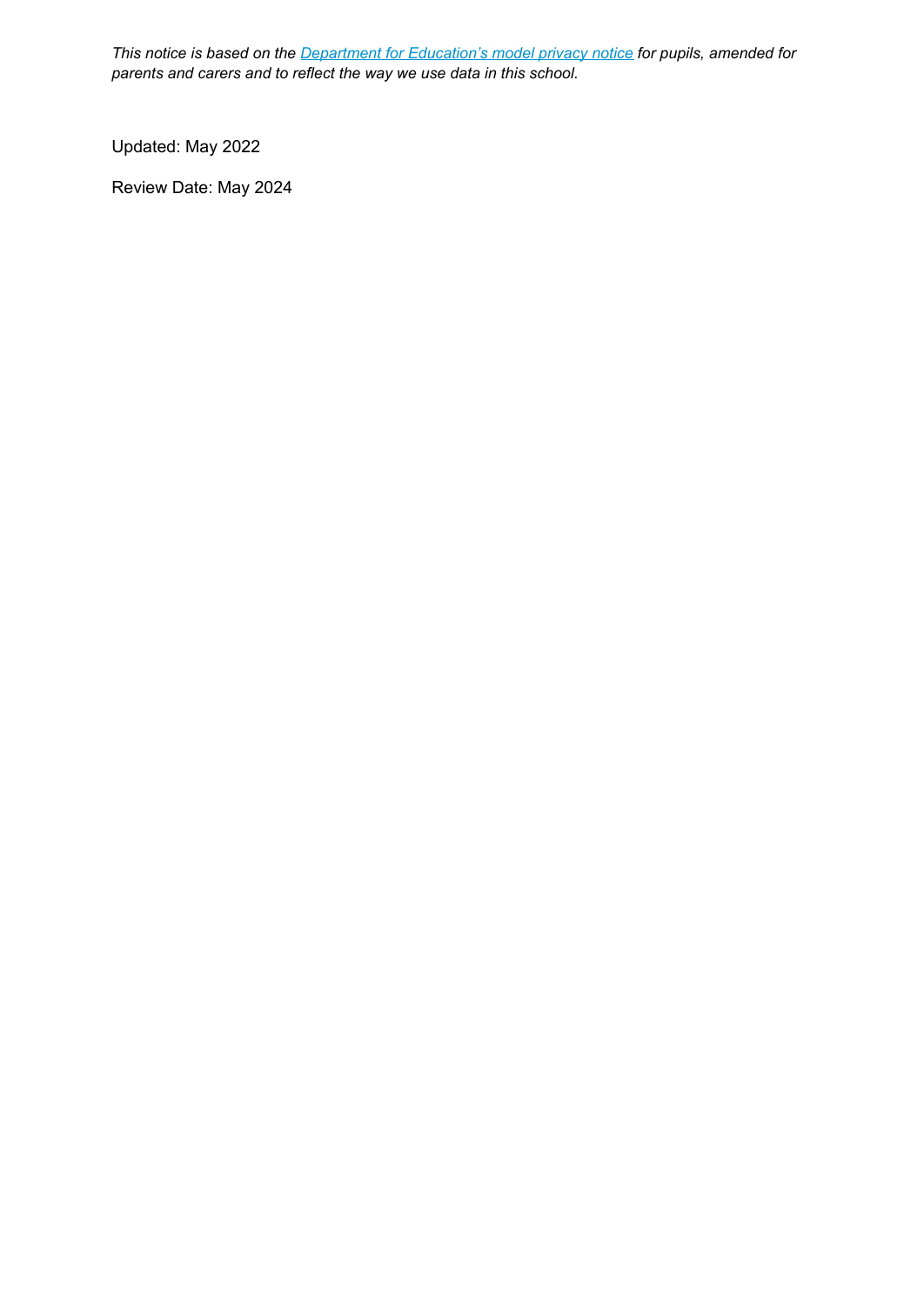*This notice is based on the [Department for Education's model privacy notice](#) for pupils, amended for parents and carers and to reflect the way we use data in this school.*

Updated: May 2022

Review Date: May 2024